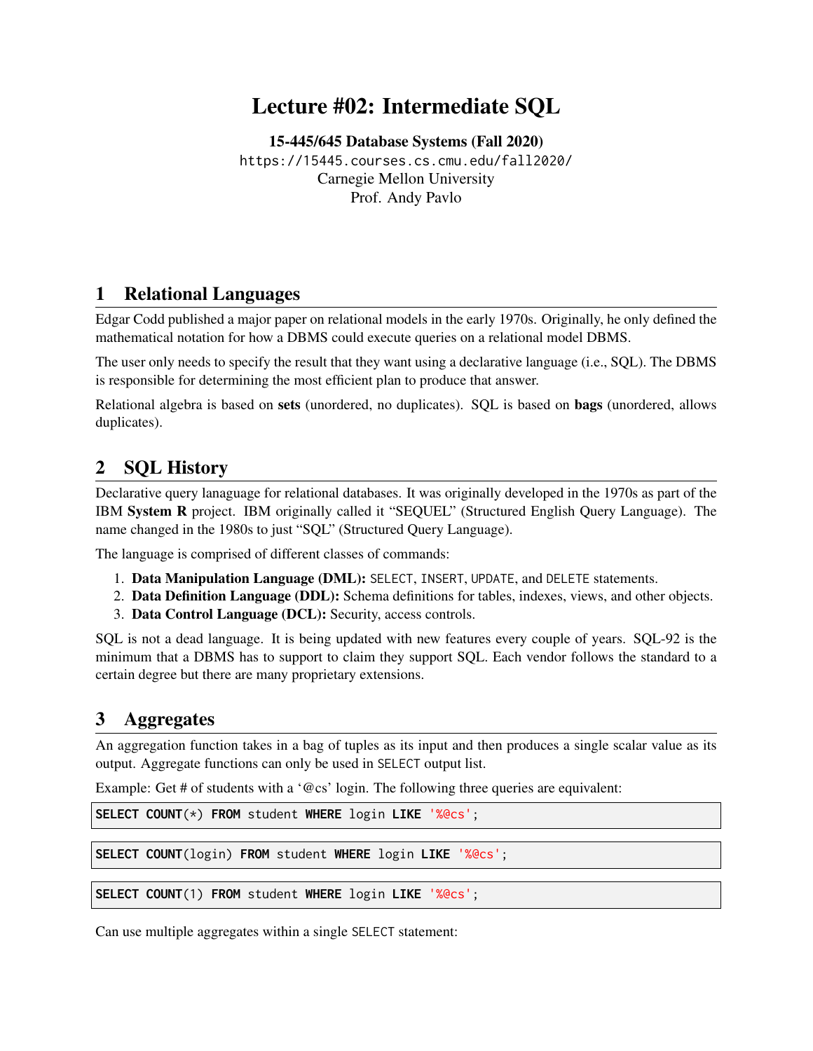# Lecture #02: Intermediate SQL

**15-445/645 Database Systems (Fall 2020)**
https://15445.courses.cs.cmu.edu/fall2020/
Carnegie Mellon University
Prof. Andy Pavlo

## 1 Relational Languages

Edgar Codd published a major paper on relational models in the early 1970s. Originally, he only defined the mathematical notation for how a DBMS could execute queries on a relational model DBMS.

The user only needs to specify the result that they want using a declarative language (i.e., SQL). The DBMS is responsible for determining the most efficient plan to produce that answer.

Relational algebra is based on **sets** (unordered, no duplicates). SQL is based on **bags** (unordered, allows duplicates).

## 2 SQL History

Declarative query lanaguage for relational databases. It was originally developed in the 1970s as part of the IBM **System R** project. IBM originally called it "SEQUEL" (Structured English Query Language). The name changed in the 1980s to just "SQL" (Structured Query Language).

The language is comprised of different classes of commands:

1. **Data Manipulation Language (DML):** SELECT, INSERT, UPDATE, and DELETE statements.
2. **Data Definition Language (DDL):** Schema definitions for tables, indexes, views, and other objects.
3. **Data Control Language (DCL):** Security, access controls.

SQL is not a dead language. It is being updated with new features every couple of years. SQL-92 is the minimum that a DBMS has to support to claim they support SQL. Each vendor follows the standard to a certain degree but there are many proprietary extensions.

## 3 Aggregates

An aggregation function takes in a bag of tuples as its input and then produces a single scalar value as its output. Aggregate functions can only be used in SELECT output list.

Example: Get # of students with a '@cs' login. The following three queries are equivalent:

```
SELECT COUNT(*) FROM student WHERE login LIKE '%@cs';
```

```
SELECT COUNT(login) FROM student WHERE login LIKE '%@cs';
```

```
SELECT COUNT(1) FROM student WHERE login LIKE '%@cs';
```

Can use multiple aggregates within a single SELECT statement: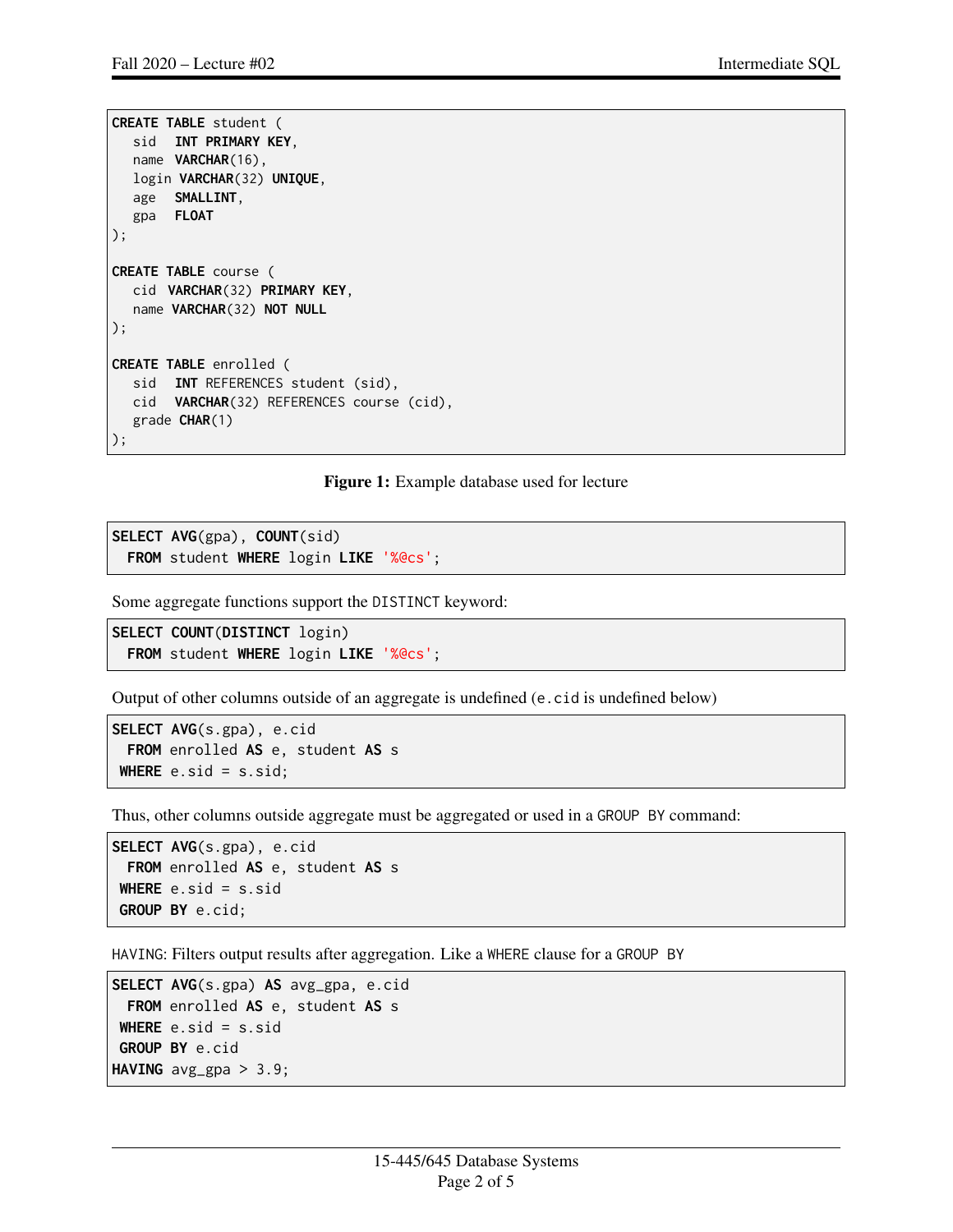```sql
CREATE TABLE student (
   sid   INT PRIMARY KEY,
   name  VARCHAR(16),
   login VARCHAR(32) UNIQUE,
   age   SMALLINT,
   gpa   FLOAT
);

CREATE TABLE course (
   cid  VARCHAR(32) PRIMARY KEY,
   name VARCHAR(32) NOT NULL
);

CREATE TABLE enrolled (
   sid   INT REFERENCES student (sid),
   cid   VARCHAR(32) REFERENCES course (cid),
   grade CHAR(1)
);
```

**Figure 1:** Example database used for lecture

```sql
SELECT AVG(gpa), COUNT(sid)
  FROM student WHERE login LIKE '%@cs';
```

Some aggregate functions support the `DISTINCT` keyword:

```sql
SELECT COUNT(DISTINCT login)
  FROM student WHERE login LIKE '%@cs';
```

Output of other columns outside of an aggregate is undefined (`e.cid` is undefined below)

```sql
SELECT AVG(s.gpa), e.cid
  FROM enrolled AS e, student AS s
 WHERE e.sid = s.sid;
```

Thus, other columns outside aggregate must be aggregated or used in a `GROUP BY` command:

```sql
SELECT AVG(s.gpa), e.cid
  FROM enrolled AS e, student AS s
 WHERE e.sid = s.sid
 GROUP BY e.cid;
```

`HAVING`: Filters output results after aggregation. Like a `WHERE` clause for a `GROUP BY`

```sql
SELECT AVG(s.gpa) AS avg_gpa, e.cid
  FROM enrolled AS e, student AS s
 WHERE e.sid = s.sid
 GROUP BY e.cid
HAVING avg_gpa > 3.9;
```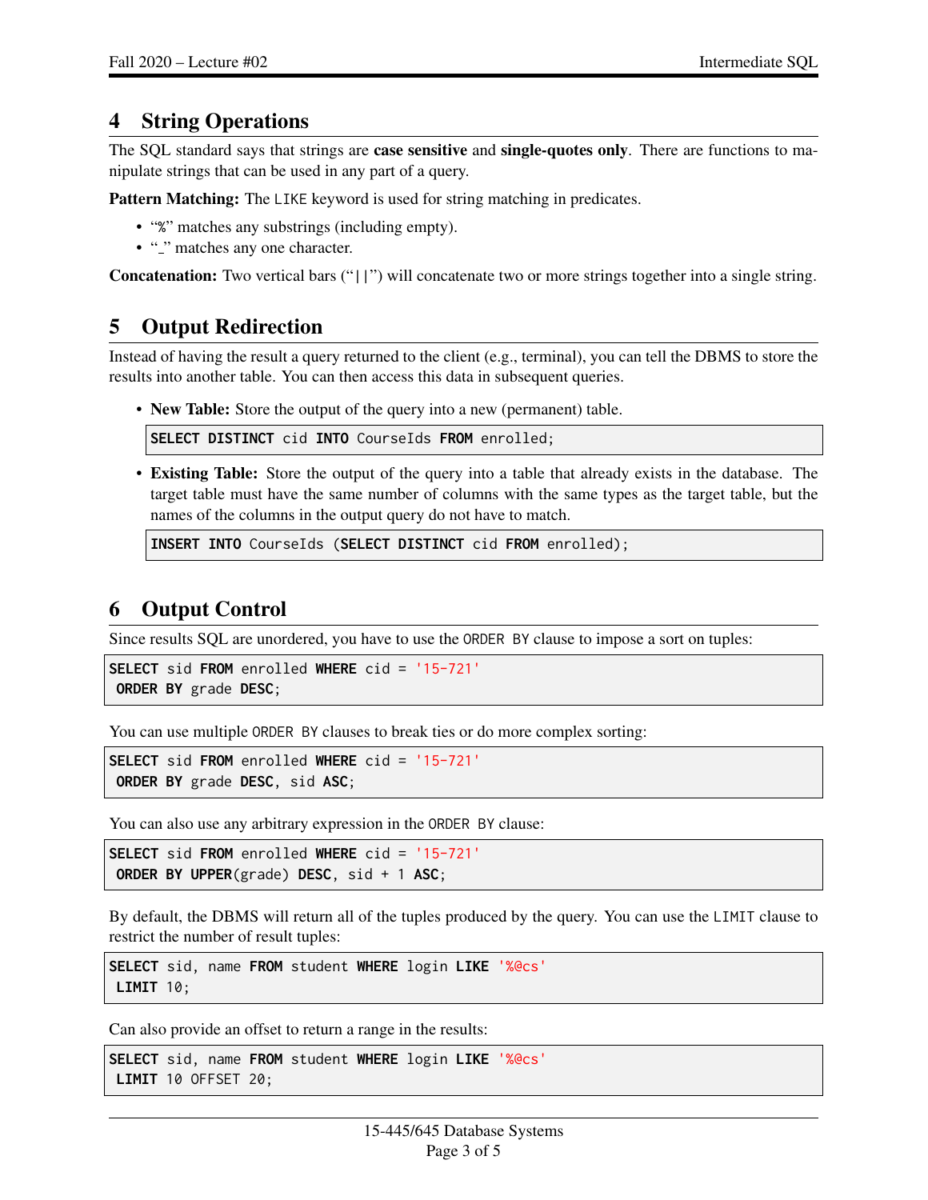## 4 String Operations

The SQL standard says that strings are **case sensitive** and **single-quotes only**. There are functions to manipulate strings that can be used in any part of a query.

**Pattern Matching:** The LIKE keyword is used for string matching in predicates.

- "%" matches any substrings (including empty).
- "_" matches any one character.

**Concatenation:** Two vertical bars ("||") will concatenate two or more strings together into a single string.

## 5 Output Redirection

Instead of having the result a query returned to the client (e.g., terminal), you can tell the DBMS to store the results into another table. You can then access this data in subsequent queries.

- **New Table:** Store the output of the query into a new (permanent) table.

  ```
  SELECT DISTINCT cid INTO CourseIds FROM enrolled;
  ```

- **Existing Table:** Store the output of the query into a table that already exists in the database. The target table must have the same number of columns with the same types as the target table, but the names of the columns in the output query do not have to match.

  ```
  INSERT INTO CourseIds (SELECT DISTINCT cid FROM enrolled);
  ```

## 6 Output Control

Since results SQL are unordered, you have to use the ORDER BY clause to impose a sort on tuples:

```
SELECT sid FROM enrolled WHERE cid = '15-721'
 ORDER BY grade DESC;
```

You can use multiple ORDER BY clauses to break ties or do more complex sorting:

```
SELECT sid FROM enrolled WHERE cid = '15-721'
 ORDER BY grade DESC, sid ASC;
```

You can also use any arbitrary expression in the ORDER BY clause:

```
SELECT sid FROM enrolled WHERE cid = '15-721'
 ORDER BY UPPER(grade) DESC, sid + 1 ASC;
```

By default, the DBMS will return all of the tuples produced by the query. You can use the LIMIT clause to restrict the number of result tuples:

```
SELECT sid, name FROM student WHERE login LIKE '%@cs'
 LIMIT 10;
```

Can also provide an offset to return a range in the results:

```
SELECT sid, name FROM student WHERE login LIKE '%@cs'
 LIMIT 10 OFFSET 20;
```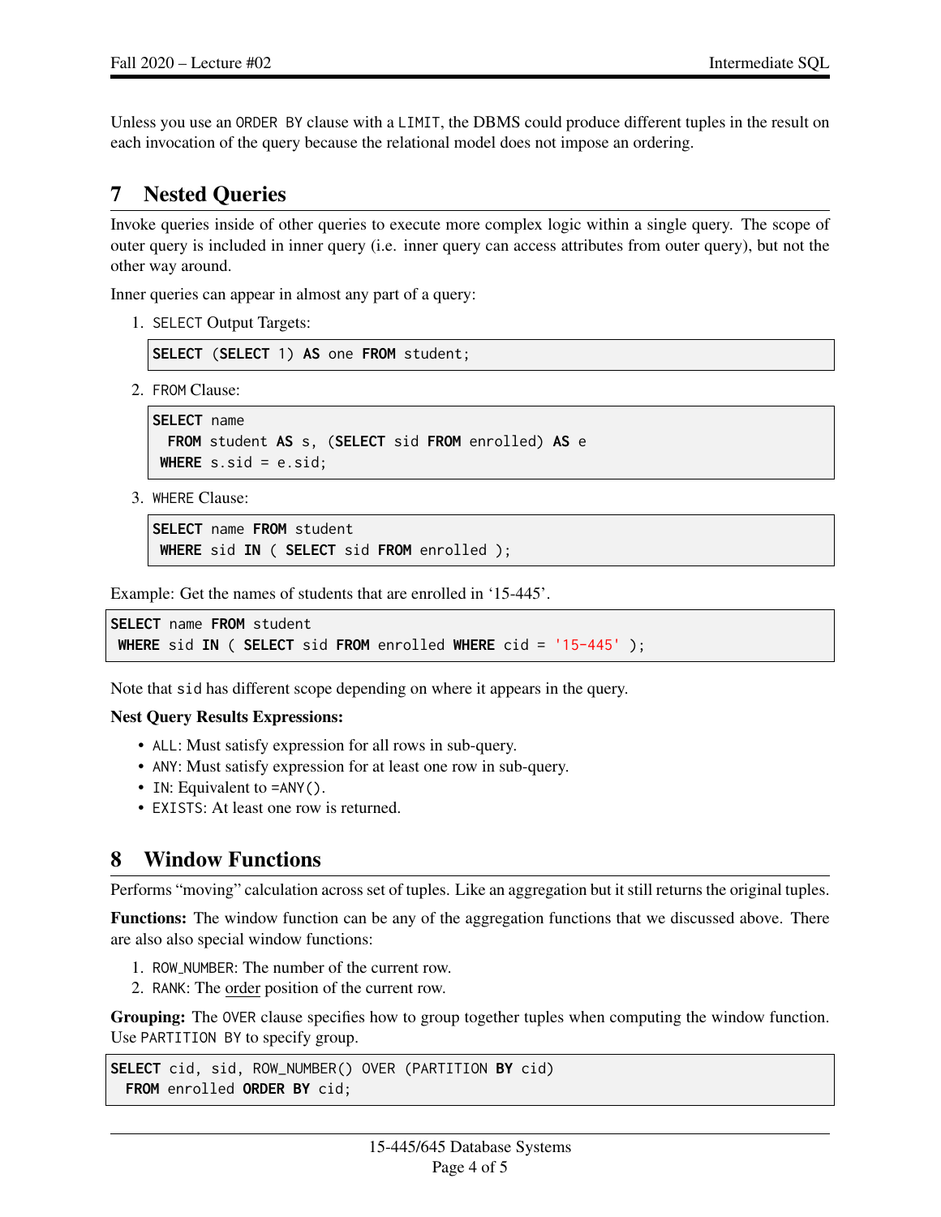Unless you use an `ORDER BY` clause with a `LIMIT`, the DBMS could produce different tuples in the result on each invocation of the query because the relational model does not impose an ordering.

## 7 Nested Queries

Invoke queries inside of other queries to execute more complex logic within a single query. The scope of outer query is included in inner query (i.e. inner query can access attributes from outer query), but not the other way around.

Inner queries can appear in almost any part of a query:

1. `SELECT` Output Targets:

```
SELECT (SELECT 1) AS one FROM student;
```

2. `FROM` Clause:

```
SELECT name
  FROM student AS s, (SELECT sid FROM enrolled) AS e
 WHERE s.sid = e.sid;
```

3. `WHERE` Clause:

```
SELECT name FROM student
 WHERE sid IN ( SELECT sid FROM enrolled );
```

Example: Get the names of students that are enrolled in '15-445'.

```
SELECT name FROM student
 WHERE sid IN ( SELECT sid FROM enrolled WHERE cid = '15-445' );
```

Note that `sid` has different scope depending on where it appears in the query.

**Nest Query Results Expressions:**

- `ALL`: Must satisfy expression for all rows in sub-query.
- `ANY`: Must satisfy expression for at least one row in sub-query.
- `IN`: Equivalent to `=ANY()`.
- `EXISTS`: At least one row is returned.

## 8 Window Functions

Performs "moving" calculation across set of tuples. Like an aggregation but it still returns the original tuples.

**Functions:** The window function can be any of the aggregation functions that we discussed above. There are also also special window functions:

1. `ROW_NUMBER`: The number of the current row.
2. `RANK`: The order position of the current row.

**Grouping:** The `OVER` clause specifies how to group together tuples when computing the window function. Use `PARTITION BY` to specify group.

```
SELECT cid, sid, ROW_NUMBER() OVER (PARTITION BY cid)
  FROM enrolled ORDER BY cid;
```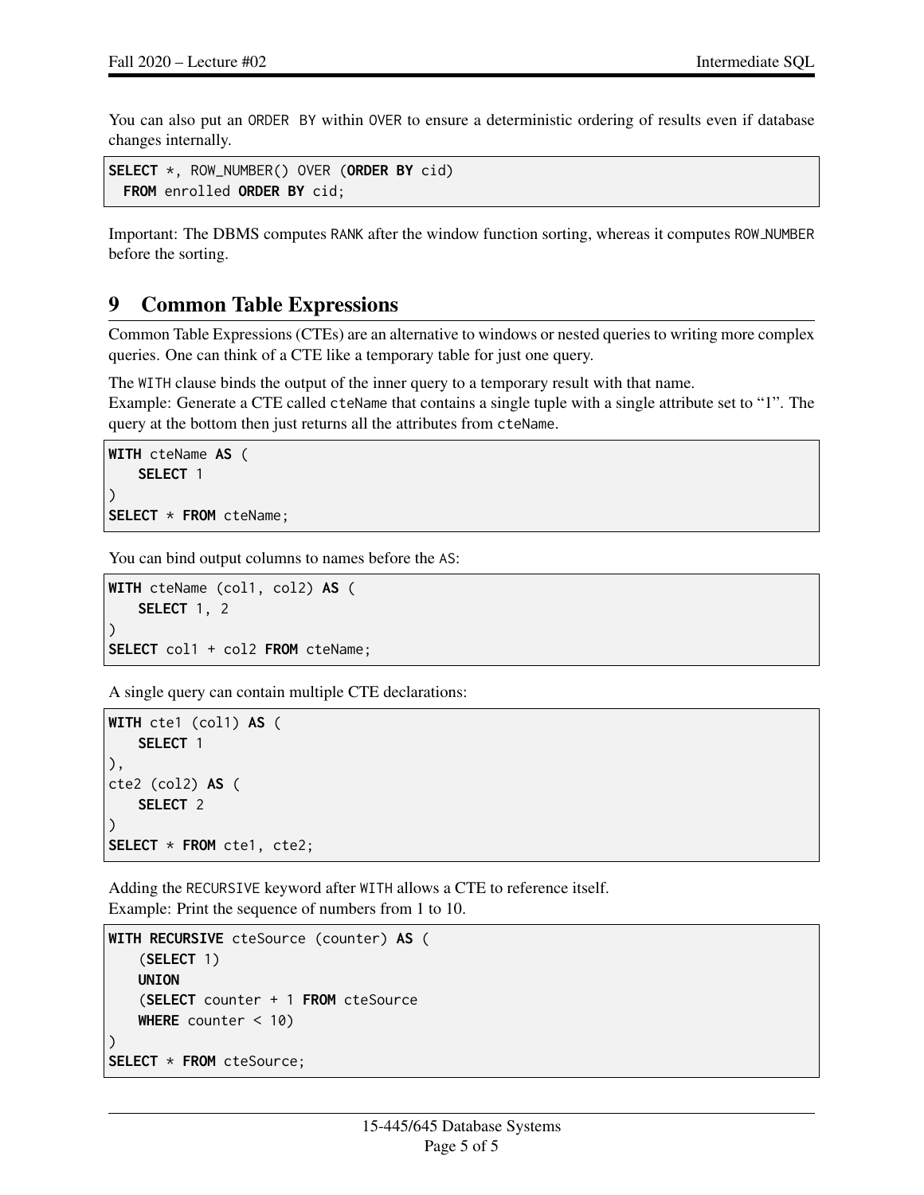You can also put an ORDER BY within OVER to ensure a deterministic ordering of results even if database changes internally.

```
SELECT *, ROW_NUMBER() OVER (ORDER BY cid)
  FROM enrolled ORDER BY cid;
```

Important: The DBMS computes RANK after the window function sorting, whereas it computes ROW_NUMBER before the sorting.

# 9 Common Table Expressions

Common Table Expressions (CTEs) are an alternative to windows or nested queries to writing more complex queries. One can think of a CTE like a temporary table for just one query.

The WITH clause binds the output of the inner query to a temporary result with that name.
Example: Generate a CTE called cteName that contains a single tuple with a single attribute set to "1". The query at the bottom then just returns all the attributes from cteName.

```
WITH cteName AS (
    SELECT 1
)
SELECT * FROM cteName;
```

You can bind output columns to names before the AS:

```
WITH cteName (col1, col2) AS (
    SELECT 1, 2
)
SELECT col1 + col2 FROM cteName;
```

A single query can contain multiple CTE declarations:

```
WITH cte1 (col1) AS (
    SELECT 1
),
cte2 (col2) AS (
    SELECT 2
)
SELECT * FROM cte1, cte2;
```

Adding the RECURSIVE keyword after WITH allows a CTE to reference itself.
Example: Print the sequence of numbers from 1 to 10.

```
WITH RECURSIVE cteSource (counter) AS (
    (SELECT 1)
    UNION
    (SELECT counter + 1 FROM cteSource
    WHERE counter < 10)
)
SELECT * FROM cteSource;
```